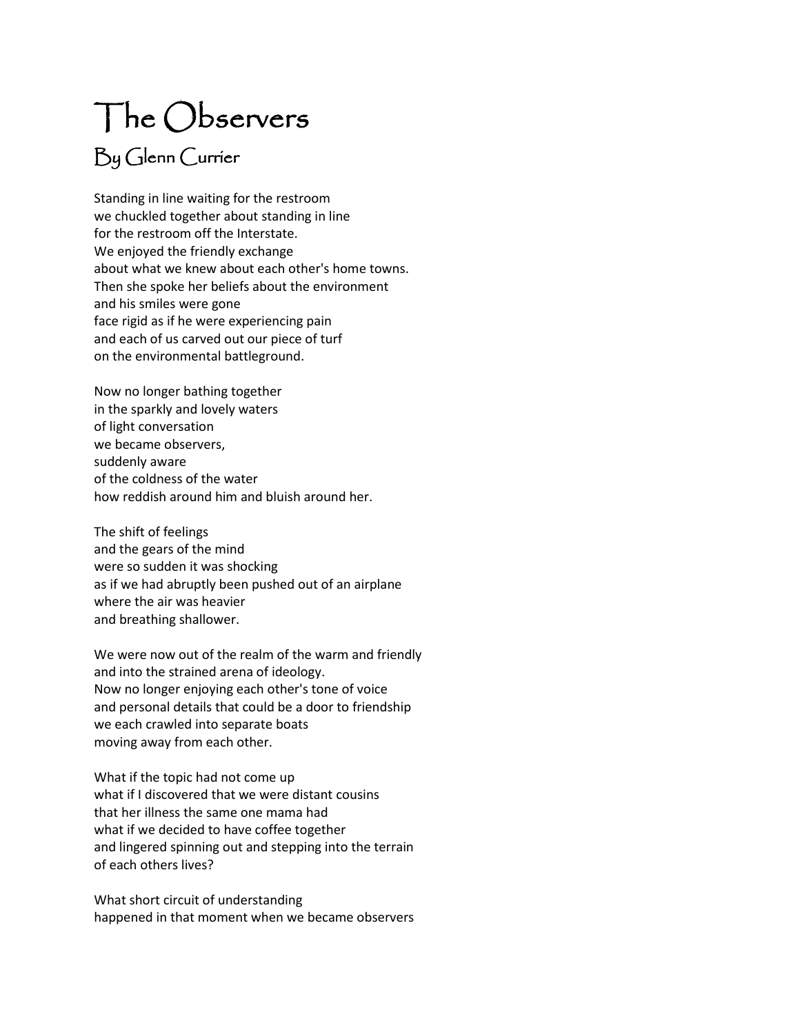# The Observers

## By Glenn Currier

Standing in line waiting for the restroom  
we chuckled together about standing in line  
for the restroom off the Interstate.  
We enjoyed the friendly exchange  
about what we knew about each other's home towns.  
Then she spoke her beliefs about the environment  
and his smiles were gone  
face rigid as if he were experiencing pain  
and each of us carved out our piece of turf  
on the environmental battleground.

Now no longer bathing together  
in the sparkly and lovely waters  
of light conversation  
we became observers,  
suddenly aware  
of the coldness of the water  
how reddish around him and bluish around her.

The shift of feelings  
and the gears of the mind  
were so sudden it was shocking  
as if we had abruptly been pushed out of an airplane  
where the air was heavier  
and breathing shallower.

We were now out of the realm of the warm and friendly  
and into the strained arena of ideology.  
Now no longer enjoying each other's tone of voice  
and personal details that could be a door to friendship  
we each crawled into separate boats  
moving away from each other.

What if the topic had not come up  
what if I discovered that we were distant cousins  
that her illness the same one mama had  
what if we decided to have coffee together  
and lingered spinning out and stepping into the terrain  
of each others lives?

What short circuit of understanding  
happened in that moment when we became observers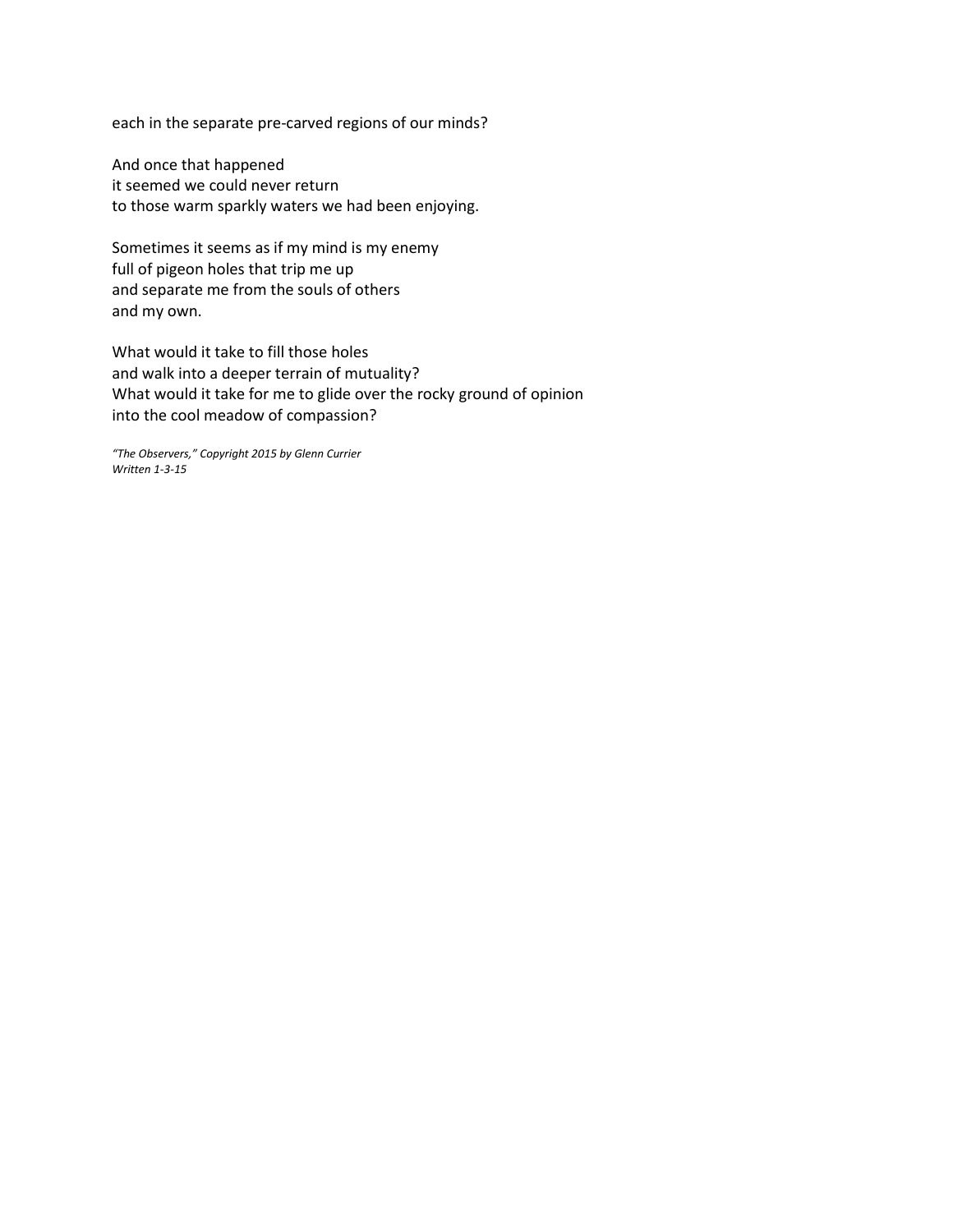each in the separate pre-carved regions of our minds?

And once that happened  
it seemed we could never return  
to those warm sparkly waters we had been enjoying.

Sometimes it seems as if my mind is my enemy  
full of pigeon holes that trip me up  
and separate me from the souls of others  
and my own.

What would it take to fill those holes  
and walk into a deeper terrain of mutuality?  
What would it take for me to glide over the rocky ground of opinion  
into the cool meadow of compassion?

*"The Observers," Copyright 2015 by Glenn Currier*  
*Written 1-3-15*